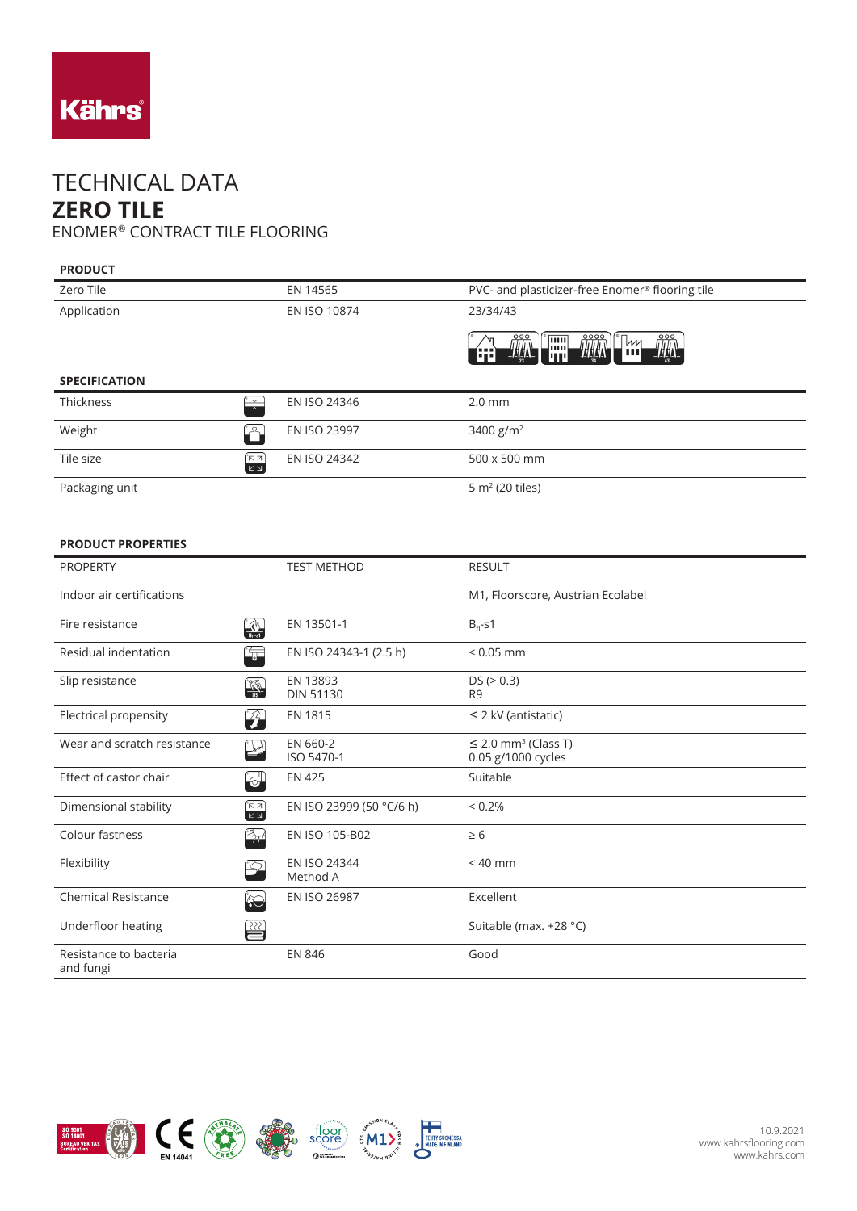Kährs

# TECHNICAL DATA
# ZERO TILE
## ENOMER® CONTRACT TILE FLOORING

### PRODUCT

| | | |
|---|---|---|
| Zero Tile | EN 14565 | PVC- and plasticizer-free Enomer® flooring tile |
| Application | EN ISO 10874 | 23/34/43 |

### SPECIFICATION

| | | |
|---|---|---|
| Thickness | EN ISO 24346 | 2.0 mm |
| Weight | EN ISO 23997 | 3400 g/m² |
| Tile size | EN ISO 24342 | 500 x 500 mm |
| Packaging unit | | 5 m² (20 tiles) |

### PRODUCT PROPERTIES

| PROPERTY | TEST METHOD | RESULT |
|---|---|---|
| Indoor air certifications | | M1, Floorscore, Austrian Ecolabel |
| Fire resistance | EN 13501-1 | $B_{fl}$-s1 |
| Residual indentation | EN ISO 24343-1 (2.5 h) | < 0.05 mm |
| Slip resistance | EN 13893<br>DIN 51130 | DS (> 0.3)<br>R9 |
| Electrical propensity | EN 1815 | ≤ 2 kV (antistatic) |
| Wear and scratch resistance | EN 660-2<br>ISO 5470-1 | ≤ 2.0 mm³ (Class T)<br>0.05 g/1000 cycles |
| Effect of castor chair | EN 425 | Suitable |
| Dimensional stability | EN ISO 23999 (50 °C/6 h) | < 0.2% |
| Colour fastness | EN ISO 105-B02 | ≥ 6 |
| Flexibility | EN ISO 24344<br>Method A | < 40 mm |
| Chemical Resistance | EN ISO 26987 | Excellent |
| Underfloor heating | | Suitable (max. +28 °C) |
| Resistance to bacteria and fungi | EN 846 | Good |

10.9.2021
www.kahrsflooring.com
www.kahrs.com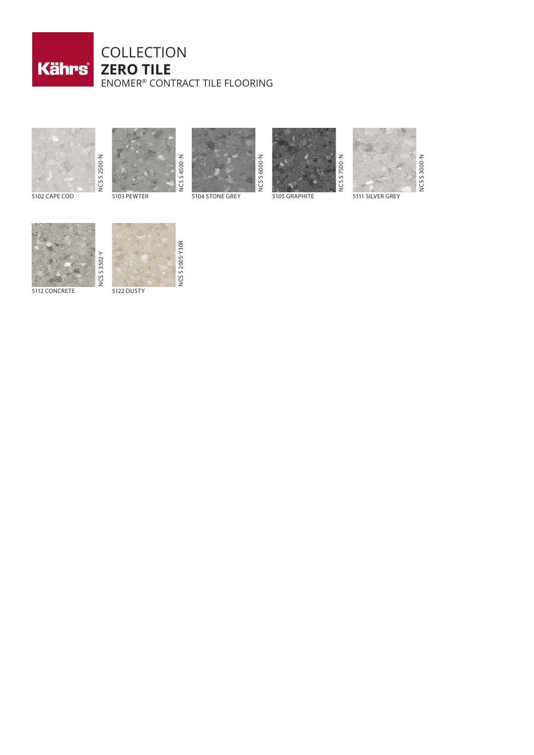Kährs®

# COLLECTION
## ZERO TILE
ENOMER® CONTRACT TILE FLOORING

NCS S 2500-N
5102 CAPE COD

NCS S 4500-N
5103 PEWTER

NCS S 6000-N
5104 STONE GREY

NCS S 7500-N
5105 GRAPHITE

NCS S 3000-N
5111 SILVER GREY

NCS S 3502-Y
5112 CONCRETE

NCS S 2005-Y30R
5122 DUSTY